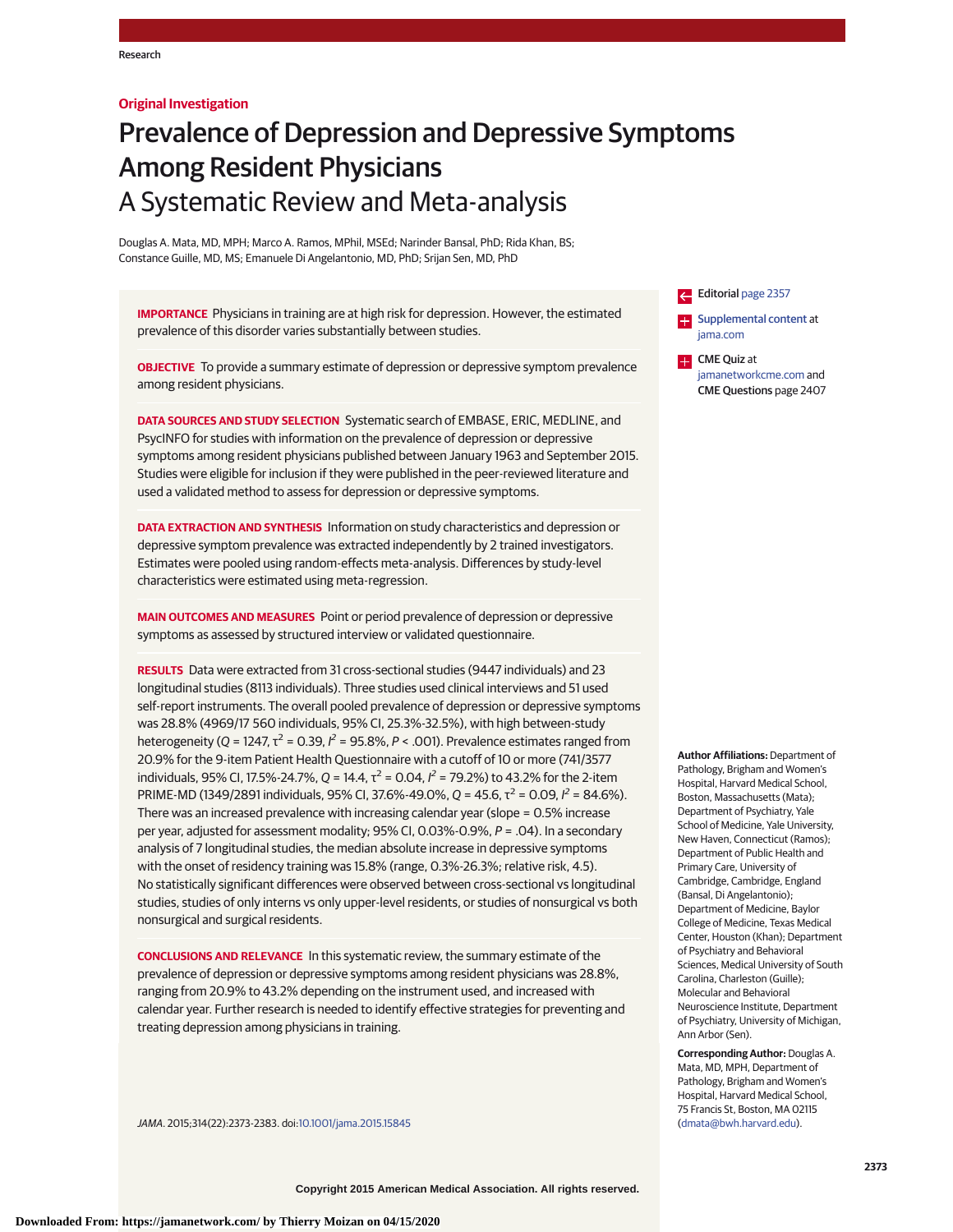Original Investigation

# Prevalence of Depression and Depressive Symptoms Among Resident Physicians
## A Systematic Review and Meta-analysis

Douglas A. Mata, MD, MPH; Marco A. Ramos, MPhil, MSEd; Narinder Bansal, PhD; Rida Khan, BS; Constance Guille, MD, MS; Emanuele Di Angelantonio, MD, PhD; Srijan Sen, MD, PhD

**IMPORTANCE** Physicians in training are at high risk for depression. However, the estimated prevalence of this disorder varies substantially between studies.

**OBJECTIVE** To provide a summary estimate of depression or depressive symptom prevalence among resident physicians.

**DATA SOURCES AND STUDY SELECTION** Systematic search of EMBASE, ERIC, MEDLINE, and PsycINFO for studies with information on the prevalence of depression or depressive symptoms among resident physicians published between January 1963 and September 2015. Studies were eligible for inclusion if they were published in the peer-reviewed literature and used a validated method to assess for depression or depressive symptoms.

**DATA EXTRACTION AND SYNTHESIS** Information on study characteristics and depression or depressive symptom prevalence was extracted independently by 2 trained investigators. Estimates were pooled using random-effects meta-analysis. Differences by study-level characteristics were estimated using meta-regression.

**MAIN OUTCOMES AND MEASURES** Point or period prevalence of depression or depressive symptoms as assessed by structured interview or validated questionnaire.

**RESULTS** Data were extracted from 31 cross-sectional studies (9447 individuals) and 23 longitudinal studies (8113 individuals). Three studies used clinical interviews and 51 used self-report instruments. The overall pooled prevalence of depression or depressive symptoms was 28.8% (4969/17 560 individuals, 95% CI, 25.3%-32.5%), with high between-study heterogeneity ($Q = 1247$, $\tau^2 = 0.39$, $I^2 = 95.8\%$, $P < .001$). Prevalence estimates ranged from 20.9% for the 9-item Patient Health Questionnaire with a cutoff of 10 or more (741/3577 individuals, 95% CI, 17.5%-24.7%, $Q = 14.4$, $\tau^2 = 0.04$, $I^2 = 79.2\%$) to 43.2% for the 2-item PRIME-MD (1349/2891 individuals, 95% CI, 37.6%-49.0%, $Q = 45.6$, $\tau^2 = 0.09$, $I^2 = 84.6\%$). There was an increased prevalence with increasing calendar year (slope = 0.5% increase per year, adjusted for assessment modality; 95% CI, 0.03%-0.9%, $P = .04$). In a secondary analysis of 7 longitudinal studies, the median absolute increase in depressive symptoms with the onset of residency training was 15.8% (range, 0.3%-26.3%; relative risk, 4.5). No statistically significant differences were observed between cross-sectional vs longitudinal studies, studies of only interns vs only upper-level residents, or studies of nonsurgical vs both nonsurgical and surgical residents.

**CONCLUSIONS AND RELEVANCE** In this systematic review, the summary estimate of the prevalence of depression or depressive symptoms among resident physicians was 28.8%, ranging from 20.9% to 43.2% depending on the instrument used, and increased with calendar year. Further research is needed to identify effective strategies for preventing and treating depression among physicians in training.

*JAMA*. 2015;314(22):2373-2383. doi:10.1001/jama.2015.15845

Editorial page 2357

Supplemental content at jama.com

CME Quiz at jamanetworkcme.com and CME Questions page 2407

**Author Affiliations:** Department of Pathology, Brigham and Women's Hospital, Harvard Medical School, Boston, Massachusetts (Mata); Department of Psychiatry, Yale School of Medicine, Yale University, New Haven, Connecticut (Ramos); Department of Public Health and Primary Care, University of Cambridge, Cambridge, England (Bansal, Di Angelantonio); Department of Medicine, Baylor College of Medicine, Texas Medical Center, Houston (Khan); Department of Psychiatry and Behavioral Sciences, Medical University of South Carolina, Charleston (Guille); Molecular and Behavioral Neuroscience Institute, Department of Psychiatry, University of Michigan, Ann Arbor (Sen).

**Corresponding Author:** Douglas A. Mata, MD, MPH, Department of Pathology, Brigham and Women's Hospital, Harvard Medical School, 75 Francis St, Boston, MA 02115 (dmata@bwh.harvard.edu).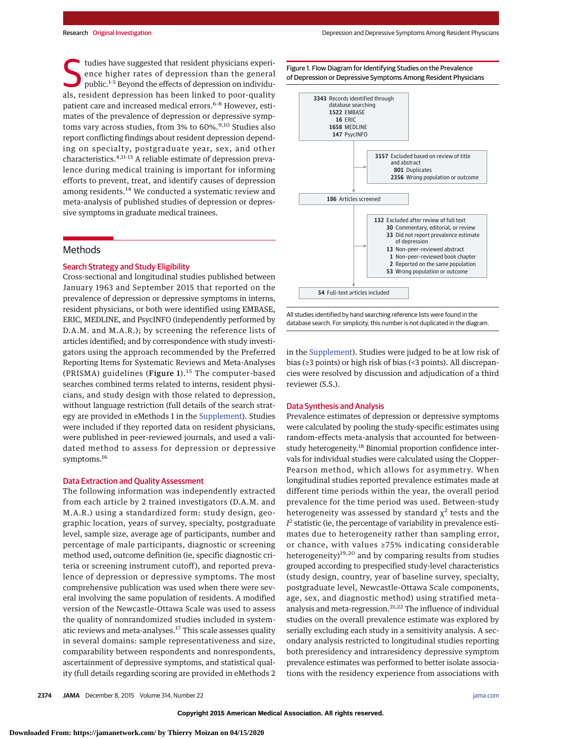Studies have suggested that resident physicians experience higher rates of depression than the general public.[1-5] Beyond the effects of depression on individuals, resident depression has been linked to poor-quality patient care and increased medical errors.[6-8] However, estimates of the prevalence of depression or depressive symptoms vary across studies, from 3% to 60%.[9,10] Studies also report conflicting findings about resident depression depending on specialty, postgraduate year, sex, and other characteristics.[4,11-13] A reliable estimate of depression prevalence during medical training is important for informing efforts to prevent, treat, and identify causes of depression among residents.[14] We conducted a systematic review and meta-analysis of published studies of depression or depressive symptoms in graduate medical trainees.

## Methods

### Search Strategy and Study Eligibility

Cross-sectional and longitudinal studies published between January 1963 and September 2015 that reported on the prevalence of depression or depressive symptoms in interns, resident physicians, or both were identified using EMBASE, ERIC, MEDLINE, and PsycINFO (independently performed by D.A.M. and M.A.R.); by screening the reference lists of articles identified; and by correspondence with study investigators using the approach recommended by the Preferred Reporting Items for Systematic Reviews and Meta-Analyses (PRISMA) guidelines (**Figure 1**).[15] The computer-based searches combined terms related to interns, resident physicians, and study design with those related to depression, without language restriction (full details of the search strategy are provided in eMethods 1 in the Supplement). Studies were included if they reported data on resident physicians, were published in peer-reviewed journals, and used a validated method to assess for depression or depressive symptoms.[16]

### Data Extraction and Quality Assessment

The following information was independently extracted from each article by 2 trained investigators (D.A.M. and M.A.R.) using a standardized form: study design, geographic location, years of survey, specialty, postgraduate level, sample size, average age of participants, number and percentage of male participants, diagnostic or screening method used, outcome definition (ie, specific diagnostic criteria or screening instrument cutoff), and reported prevalence of depression or depressive symptoms. The most comprehensive publication was used when there were several involving the same population of residents. A modified version of the Newcastle-Ottawa Scale was used to assess the quality of nonrandomized studies included in systematic reviews and meta-analyses.[17] This scale assesses quality in several domains: sample representativeness and size, comparability between respondents and nonrespondents, ascertainment of depressive symptoms, and statistical quality (full details regarding scoring are provided in eMethods 2 in the Supplement). Studies were judged to be at low risk of bias (≥3 points) or high risk of bias (<3 points). All discrepancies were resolved by discussion and adjudication of a third reviewer (S.S.).

**Figure 1. Flow Diagram for Identifying Studies on the Prevalence of Depression or Depressive Symptoms Among Resident Physicians**

- **3343** Records identified through database searching
  - **1522** EMBASE
  - **16** ERIC
  - **1658** MEDLINE
  - **147** PsycINFO
- **3157** Excluded based on review of title and abstract
  - **801** Duplicates
  - **2356** Wrong population or outcome
- **186** Articles screened
- **132** Excluded after review of full text
  - **30** Commentary, editorial, or review
  - **33** Did not report prevalence estimate of depression
  - **13** Non-peer-reviewed abstract
  - **1** Non-peer-reviewed book chapter
  - **2** Reported on the same population
  - **53** Wrong population or outcome
- **54** Full-text articles included

All studies identified by hand searching reference lists were found in the database search. For simplicity, this number is not duplicated in the diagram.

### Data Synthesis and Analysis

Prevalence estimates of depression or depressive symptoms were calculated by pooling the study-specific estimates using random-effects meta-analysis that accounted for between-study heterogeneity.[18] Binomial proportion confidence intervals for individual studies were calculated using the Clopper-Pearson method, which allows for asymmetry. When longitudinal studies reported prevalence estimates made at different time periods within the year, the overall period prevalence for the time period was used. Between-study heterogeneity was assessed by standard $\chi^2$ tests and the $I^2$ statistic (ie, the percentage of variability in prevalence estimates due to heterogeneity rather than sampling error, or chance, with values ≥75% indicating considerable heterogeneity)[19,20] and by comparing results from studies grouped according to prespecified study-level characteristics (study design, country, year of baseline survey, specialty, postgraduate level, Newcastle-Ottawa Scale components, age, sex, and diagnostic method) using stratified meta-analysis and meta-regression.[21,22] The influence of individual studies on the overall prevalence estimate was explored by serially excluding each study in a sensitivity analysis. A secondary analysis restricted to longitudinal studies reporting both preresidency and intraresidency depressive symptom prevalence estimates was performed to better isolate associations with the residency experience from associations with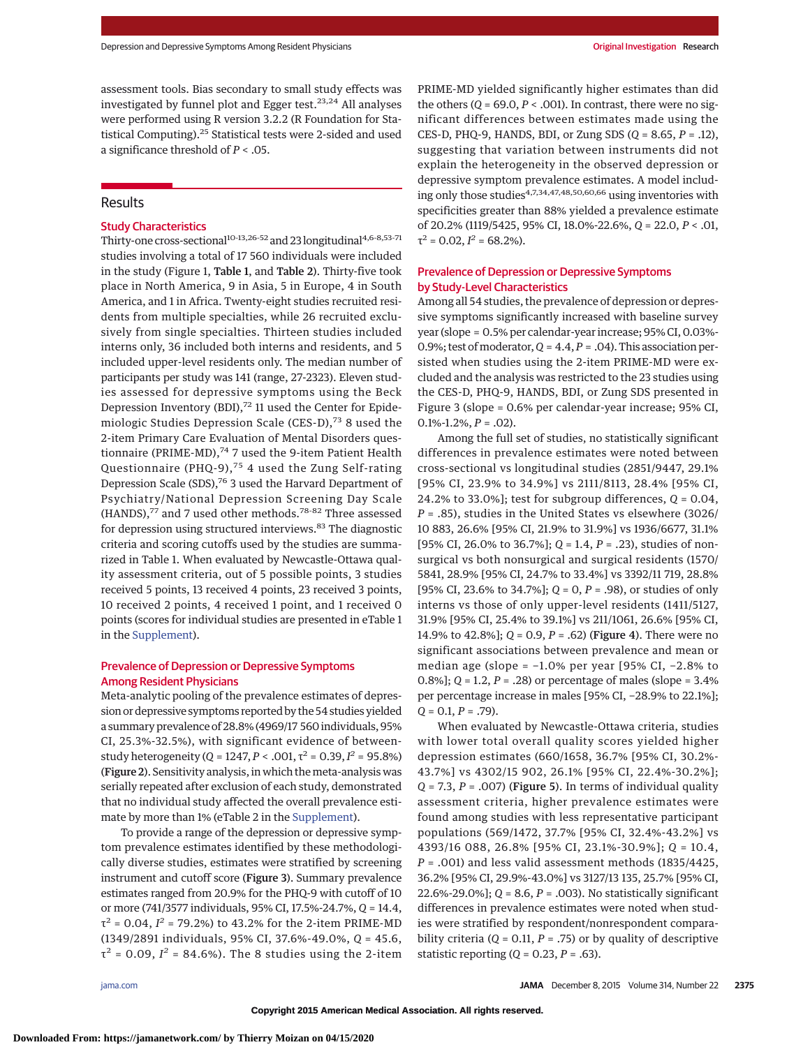assessment tools. Bias secondary to small study effects was investigated by funnel plot and Egger test.[23,24] All analyses were performed using R version 3.2.2 (R Foundation for Statistical Computing).[25] Statistical tests were 2-sided and used a significance threshold of $P < .05$.

## Results

### Study Characteristics

Thirty-one cross-sectional[10-13,26-52] and 23 longitudinal[4,6-8,53-71] studies involving a total of 17 560 individuals were included in the study (Figure 1, Table 1, and Table 2). Thirty-five took place in North America, 9 in Asia, 5 in Europe, 4 in South America, and 1 in Africa. Twenty-eight studies recruited residents from multiple specialties, while 26 recruited exclusively from single specialties. Thirteen studies included interns only, 36 included both interns and residents, and 5 included upper-level residents only. The median number of participants per study was 141 (range, 27-2323). Eleven studies assessed for depressive symptoms using the Beck Depression Inventory (BDI),[72] 11 used the Center for Epidemiologic Studies Depression Scale (CES-D),[73] 8 used the 2-item Primary Care Evaluation of Mental Disorders questionnaire (PRIME-MD),[74] 7 used the 9-item Patient Health Questionnaire (PHQ-9),[75] 4 used the Zung Self-rating Depression Scale (SDS),[76] 3 used the Harvard Department of Psychiatry/National Depression Screening Day Scale (HANDS),[77] and 7 used other methods.[78-82] Three assessed for depression using structured interviews.[83] The diagnostic criteria and scoring cutoffs used by the studies are summarized in Table 1. When evaluated by Newcastle-Ottawa quality assessment criteria, out of 5 possible points, 3 studies received 5 points, 13 received 4 points, 23 received 3 points, 10 received 2 points, 4 received 1 point, and 1 received 0 points (scores for individual studies are presented in eTable 1 in the Supplement).

### Prevalence of Depression or Depressive Symptoms Among Resident Physicians

Meta-analytic pooling of the prevalence estimates of depression or depressive symptoms reported by the 54 studies yielded a summary prevalence of 28.8% (4969/17 560 individuals, 95% CI, 25.3%-32.5%), with significant evidence of between-study heterogeneity ($Q = 1247$, $P < .001$, $\tau^2 = 0.39$, $I^2 = 95.8\%$) (Figure 2). Sensitivity analysis, in which the meta-analysis was serially repeated after exclusion of each study, demonstrated that no individual study affected the overall prevalence estimate by more than 1% (eTable 2 in the Supplement).

To provide a range of the depression or depressive symptom prevalence estimates identified by these methodologically diverse studies, estimates were stratified by screening instrument and cutoff score (Figure 3). Summary prevalence estimates ranged from 20.9% for the PHQ-9 with cutoff of 10 or more (741/3577 individuals, 95% CI, 17.5%-24.7%, $Q = 14.4$, $\tau^2 = 0.04$, $I^2 = 79.2\%$) to 43.2% for the 2-item PRIME-MD (1349/2891 individuals, 95% CI, 37.6%-49.0%, $Q = 45.6$, $\tau^2 = 0.09$, $I^2 = 84.6\%$). The 8 studies using the 2-item PRIME-MD yielded significantly higher estimates than did the others ($Q = 69.0$, $P < .001$). In contrast, there were no significant differences between estimates made using the CES-D, PHQ-9, HANDS, BDI, or Zung SDS ($Q = 8.65$, $P = .12$), suggesting that variation between instruments did not explain the heterogeneity in the observed depression or depressive symptom prevalence estimates. A model including only those studies[4,7,34,47,48,50,60,66] using inventories with specificities greater than 88% yielded a prevalence estimate of 20.2% (1119/5425, 95% CI, 18.0%-22.6%, $Q = 22.0$, $P < .01$, $\tau^2 = 0.02$, $I^2 = 68.2\%$).

### Prevalence of Depression or Depressive Symptoms by Study-Level Characteristics

Among all 54 studies, the prevalence of depression or depressive symptoms significantly increased with baseline survey year (slope = 0.5% per calendar-year increase; 95% CI, 0.03%-0.9%; test of moderator, $Q = 4.4$, $P = .04$). This association persisted when studies using the 2-item PRIME-MD were excluded and the analysis was restricted to the 23 studies using the CES-D, PHQ-9, HANDS, BDI, or Zung SDS presented in Figure 3 (slope = 0.6% per calendar-year increase; 95% CI, 0.1%-1.2%, $P = .02$).

Among the full set of studies, no statistically significant differences in prevalence estimates were noted between cross-sectional vs longitudinal studies (2851/9447, 29.1% [95% CI, 23.9% to 34.9%] vs 2111/8113, 28.4% [95% CI, 24.2% to 33.0%]; test for subgroup differences, $Q = 0.04$, $P = .85$), studies in the United States vs elsewhere (3026/10 883, 26.6% [95% CI, 21.9% to 31.9%] vs 1936/6677, 31.1% [95% CI, 26.0% to 36.7%]; $Q = 1.4$, $P = .23$), studies of nonsurgical vs both nonsurgical and surgical residents (1570/5841, 28.9% [95% CI, 24.7% to 33.4%] vs 3392/11 719, 28.8% [95% CI, 23.6% to 34.7%]; $Q = 0$, $P = .98$), or studies of only interns vs those of only upper-level residents (1411/5127, 31.9% [95% CI, 25.4% to 39.1%] vs 211/1061, 26.6% [95% CI, 14.9% to 42.8%]; $Q = 0.9$, $P = .62$) (Figure 4). There were no significant associations between prevalence and mean or median age (slope = −1.0% per year [95% CI, −2.8% to 0.8%]; $Q = 1.2$, $P = .28$) or percentage of males (slope = 3.4% per percentage increase in males [95% CI, −28.9% to 22.1%]; $Q = 0.1$, $P = .79$).

When evaluated by Newcastle-Ottawa criteria, studies with lower total overall quality scores yielded higher depression estimates (660/1658, 36.7% [95% CI, 30.2%-43.7%] vs 4302/15 902, 26.1% [95% CI, 22.4%-30.2%]; $Q = 7.3$, $P = .007$) (Figure 5). In terms of individual quality assessment criteria, higher prevalence estimates were found among studies with less representative participant populations (569/1472, 37.7% [95% CI, 32.4%-43.2%] vs 4393/16 088, 26.8% [95% CI, 23.1%-30.9%]; $Q = 10.4$, $P = .001$) and less valid assessment methods (1835/4425, 36.2% [95% CI, 29.9%-43.0%] vs 3127/13 135, 25.7% [95% CI, 22.6%-29.0%]; $Q = 8.6$, $P = .003$). No statistically significant differences in prevalence estimates were noted when studies were stratified by respondent/nonrespondent comparability criteria ($Q = 0.11$, $P = .75$) or by quality of descriptive statistic reporting ($Q = 0.23$, $P = .63$).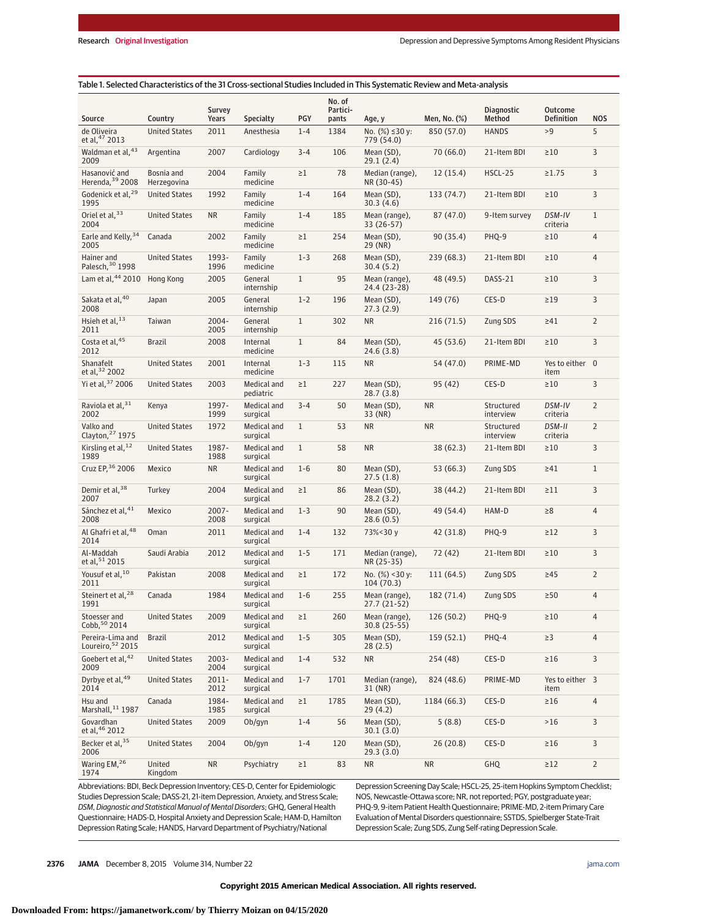Table 1. Selected Characteristics of the 31 Cross-sectional Studies Included in This Systematic Review and Meta-analysis

| Source | Country | Survey Years | Specialty | PGY | No. of Participants | Age, y | Men, No. (%) | Diagnostic Method | Outcome Definition | NOS |
|---|---|---|---|---|---|---|---|---|---|---|
| de Oliveira et al,[47] 2013 | United States | 2011 | Anesthesia | 1-4 | 1384 | No. (%) ≤30 y: 779 (54.0) | 850 (57.0) | HANDS | >9 | 5 |
| Waldman et al,[43] 2009 | Argentina | 2007 | Cardiology | 3-4 | 106 | Mean (SD), 29.1 (2.4) | 70 (66.0) | 21-Item BDI | ≥10 | 3 |
| Hasanović and Herenda,[39] 2008 | Bosnia and Herzegovina | 2004 | Family medicine | ≥1 | 78 | Median (range), NR (30-45) | 12 (15.4) | HSCL-25 | ≥1.75 | 3 |
| Godenick et al,[29] 1995 | United States | 1992 | Family medicine | 1-4 | 164 | Mean (SD), 30.3 (4.6) | 133 (74.7) | 21-Item BDI | ≥10 | 3 |
| Oriel et al,[33] 2004 | United States | NR | Family medicine | 1-4 | 185 | Mean (range), 33 (26-57) | 87 (47.0) | 9-Item survey | *DSM-IV* criteria | 1 |
| Earle and Kelly,[34] 2005 | Canada | 2002 | Family medicine | ≥1 | 254 | Mean (SD), 29 (NR) | 90 (35.4) | PHQ-9 | ≥10 | 4 |
| Hainer and Palesch,[30] 1998 | United States | 1993-1996 | Family medicine | 1-3 | 268 | Mean (SD), 30.4 (5.2) | 239 (68.3) | 21-Item BDI | ≥10 | 4 |
| Lam et al,[44] 2010 | Hong Kong | 2005 | General internship | 1 | 95 | Mean (range), 24.4 (23-28) | 48 (49.5) | DASS-21 | ≥10 | 3 |
| Sakata et al,[40] 2008 | Japan | 2005 | General internship | 1-2 | 196 | Mean (SD), 27.3 (2.9) | 149 (76) | CES-D | ≥19 | 3 |
| Hsieh et al,[13] 2011 | Taiwan | 2004-2005 | General internship | 1 | 302 | NR | 216 (71.5) | Zung SDS | ≥41 | 2 |
| Costa et al,[45] 2012 | Brazil | 2008 | Internal medicine | 1 | 84 | Mean (SD), 24.6 (3.8) | 45 (53.6) | 21-Item BDI | ≥10 | 3 |
| Shanafelt et al,[32] 2002 | United States | 2001 | Internal medicine | 1-3 | 115 | NR | 54 (47.0) | PRIME-MD | Yes to either item | 0 |
| Yi et al,[37] 2006 | United States | 2003 | Medical and pediatric | ≥1 | 227 | Mean (SD), 28.7 (3.8) | 95 (42) | CES-D | ≥10 | 3 |
| Raviola et al,[31] 2002 | Kenya | 1997-1999 | Medical and surgical | 3-4 | 50 | Mean (SD), 33 (NR) | NR | Structured interview | *DSM-IV* criteria | 2 |
| Valko and Clayton,[27] 1975 | United States | 1972 | Medical and surgical | 1 | 53 | NR | NR | Structured interview | *DSM-II* criteria | 2 |
| Kirsling et al,[12] 1989 | United States | 1987-1988 | Medical and surgical | 1 | 58 | NR | 38 (62.3) | 21-Item BDI | ≥10 | 3 |
| Cruz EP,[36] 2006 | Mexico | NR | Medical and surgical | 1-6 | 80 | Mean (SD), 27.5 (1.8) | 53 (66.3) | Zung SDS | ≥41 | 1 |
| Demir et al,[38] 2007 | Turkey | 2004 | Medical and surgical | ≥1 | 86 | Mean (SD), 28.2 (3.2) | 38 (44.2) | 21-Item BDI | ≥11 | 3 |
| Sánchez et al,[41] 2008 | Mexico | 2007-2008 | Medical and surgical | 1-3 | 90 | Mean (SD), 28.6 (0.5) | 49 (54.4) | HAM-D | ≥8 | 4 |
| Al Ghafri et al,[48] 2014 | Oman | 2011 | Medical and surgical | 1-4 | 132 | 73%<30 y | 42 (31.8) | PHQ-9 | ≥12 | 3 |
| Al-Maddah et al,[51] 2015 | Saudi Arabia | 2012 | Medical and surgical | 1-5 | 171 | Median (range), NR (25-35) | 72 (42) | 21-Item BDI | ≥10 | 3 |
| Yousuf et al,[10] 2011 | Pakistan | 2008 | Medical and surgical | ≥1 | 172 | No. (%) <30 y: 104 (70.3) | 111 (64.5) | Zung SDS | ≥45 | 2 |
| Steinert et al,[28] 1991 | Canada | 1984 | Medical and surgical | 1-6 | 255 | Mean (range), 27.7 (21-52) | 182 (71.4) | Zung SDS | ≥50 | 4 |
| Stoesser and Cobb,[50] 2014 | United States | 2009 | Medical and surgical | ≥1 | 260 | Mean (range), 30.8 (25-55) | 126 (50.2) | PHQ-9 | ≥10 | 4 |
| Pereira-Lima and Loureiro,[52] 2015 | Brazil | 2012 | Medical and surgical | 1-5 | 305 | Mean (SD), 28 (2.5) | 159 (52.1) | PHQ-4 | ≥3 | 4 |
| Goebert et al,[42] 2009 | United States | 2003-2004 | Medical and surgical | 1-4 | 532 | NR | 254 (48) | CES-D | ≥16 | 3 |
| Dyrbye et al,[49] 2014 | United States | 2011-2012 | Medical and surgical | 1-7 | 1701 | Median (range), 31 (NR) | 824 (48.6) | PRIME-MD | Yes to either item | 3 |
| Hsu and Marshall,[11] 1987 | Canada | 1984-1985 | Medical and surgical | ≥1 | 1785 | Mean (SD), 29 (4.2) | 1184 (66.3) | CES-D | ≥16 | 4 |
| Govardhan et al,[46] 2012 | United States | 2009 | Ob/gyn | 1-4 | 56 | Mean (SD), 30.1 (3.0) | 5 (8.8) | CES-D | >16 | 3 |
| Becker et al,[35] 2006 | United States | 2004 | Ob/gyn | 1-4 | 120 | Mean (SD), 29.3 (3.0) | 26 (20.8) | CES-D | ≥16 | 3 |
| Waring EM,[26] 1974 | United Kingdom | NR | Psychiatry | ≥1 | 83 | NR | NR | GHQ | ≥12 | 2 |

Abbreviations: BDI, Beck Depression Inventory; CES-D, Center for Epidemiologic Studies Depression Scale; DASS-21, 21-item Depression, Anxiety, and Stress Scale; *DSM, Diagnostic and Statistical Manual of Mental Disorders*; GHQ, General Health Questionnaire; HADS-D, Hospital Anxiety and Depression Scale; HAM-D, Hamilton Depression Rating Scale; HANDS, Harvard Department of Psychiatry/National Depression Screening Day Scale; HSCL-25, 25-item Hopkins Symptom Checklist; NOS, Newcastle-Ottawa score; NR, not reported; PGY, postgraduate year; PHQ-9, 9-item Patient Health Questionnaire; PRIME-MD, 2-item Primary Care Evaluation of Mental Disorders questionnaire; SSTDS, Spielberger State-Trait Depression Scale; Zung SDS, Zung Self-rating Depression Scale.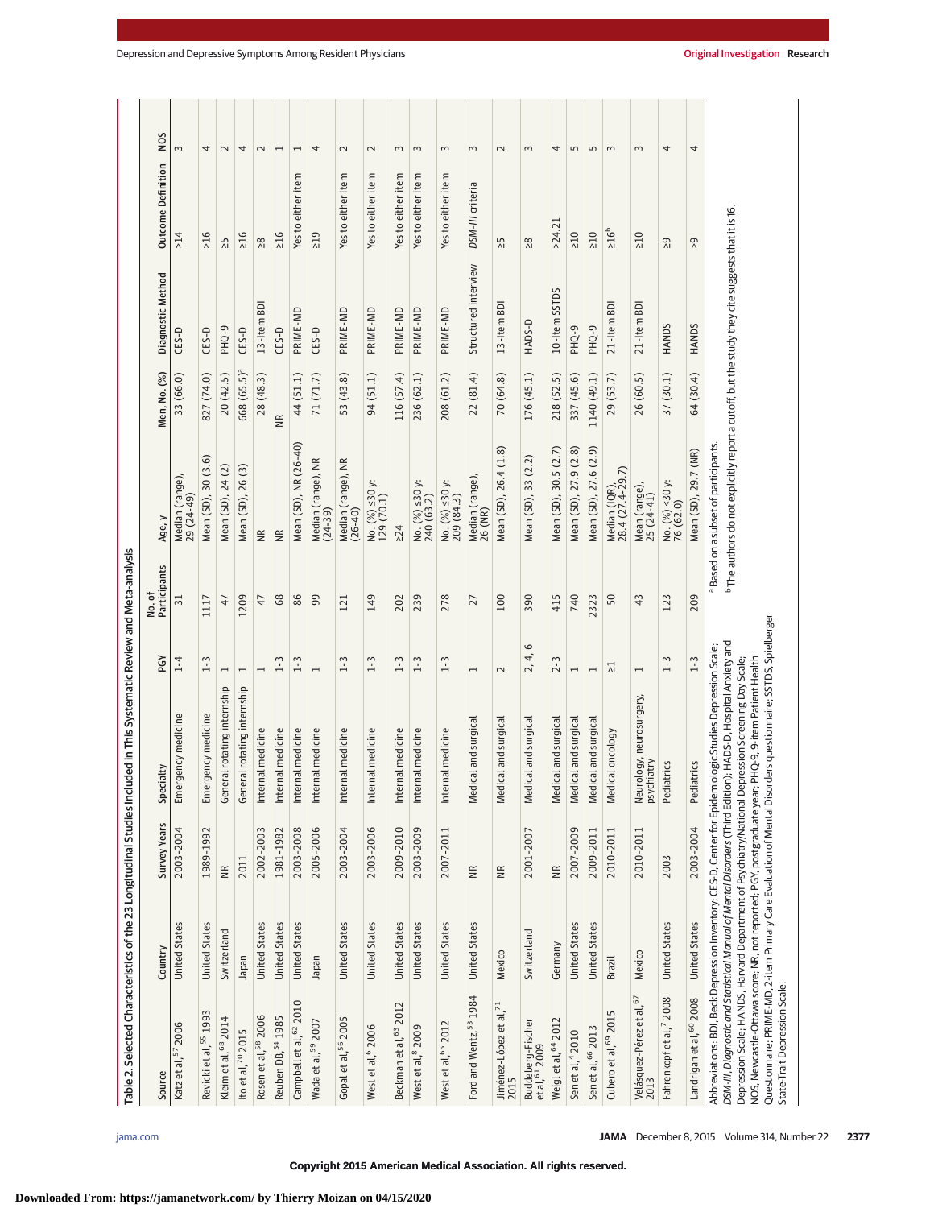Table 2. Selected Characteristics of the 23 Longitudinal Studies Included in This Systematic Review and Meta-analysis

| Source | Country | Survey Years | Specialty | PGY | No. of Participants | Age, y | Men, No. (%) | Diagnostic Method | Outcome Definition | NOS |
|---|---|---|---|---|---|---|---|---|---|---|
| Katz et al,[57] 2006 | United States | 2003-2004 | Emergency medicine | 1-4 | 31 | Median (range), 29 (24-49) | 33 (66.0) | CES-D | >14 | 3 |
| Revicki et al,[55] 1993 | United States | 1989-1992 | Emergency medicine | 1-3 | 1117 | Mean (SD), 30 (3.6) | 827 (74.0) | CES-D | >16 | 4 |
| Kleim et al,[68] 2014 | Switzerland | NR | General rotating internship | 1 | 47 | Mean (SD), 24 (2) | 20 (42.5) | PHQ-9 | ≥5 | 2 |
| Ito et al,[70] 2015 | Japan | 2011 | General rotating internship | 1 | 1209 | Mean (SD), 26 (3) | 668 (65.5)[a] | CES-D | ≥16 | 4 |
| Rosen et al,[58] 2006 | United States | 2002-2003 | Internal medicine | 1 | 47 | NR | 28 (48.3) | 13-Item BDI | ≥8 | 2 |
| Reuben DB,[54] 1985 | United States | 1981-1982 | Internal medicine | 1-3 | 68 | NR | NR | CES-D | ≥16 | 1 |
| Campbell et al,[62] 2010 | United States | 2003-2008 | Internal medicine | 1-3 | 86 | Mean (SD), NR (26-40) | 44 (51.1) | PRIME-MD | Yes to either item | 1 |
| Wada et al,[59] 2007 | Japan | 2005-2006 | Internal medicine | 1 | 99 | Median (range), NR (24-39) | 71 (71.7) | CES-D | ≥19 | 4 |
| Gopal et al,[56] 2005 | United States | 2003-2004 | Internal medicine | 1-3 | 121 | Median (range), NR (26-40) | 53 (43.8) | PRIME-MD | Yes to either item | 2 |
| West et al,[6] 2006 | United States | 2003-2006 | Internal medicine | 1-3 | 149 | No. (%) ≤30 y: 129 (70.1) | 94 (51.1) | PRIME-MD | Yes to either item | 2 |
| Beckman et al,[63] 2012 | United States | 2009-2010 | Internal medicine | 1-3 | 202 | ≥24 | 116 (57.4) | PRIME-MD | Yes to either item | 3 |
| West et al,[8] 2009 | United States | 2003-2009 | Internal medicine | 1-3 | 239 | No. (%) ≤30 y: 240 (63.2) | 236 (62.1) | PRIME-MD | Yes to either item | 3 |
| West et al,[65] 2012 | United States | 2007-2011 | Internal medicine | 1-3 | 278 | No. (%) ≤30 y: 209 (84.3) | 208 (61.2) | PRIME-MD | Yes to either item | 3 |
| Ford and Wentz,[53] 1984 | United States | NR | Medical and surgical | 1 | 27 | Median (range), 26 (NR) | 22 (81.4) | Structured interview | *DSM-III* criteria | 3 |
| Jiménez-López et al,[71] 2015 | Mexico | NR | Medical and surgical | 2 | 100 | Mean (SD), 26.4 (1.8) | 70 (64.8) | 13-Item BDI | ≥5 | 2 |
| Buddeberg-Fischer et al,[61] 2009 | Switzerland | 2001-2007 | Medical and surgical | 2, 4, 6 | 390 | Mean (SD), 33 (2.2) | 176 (45.1) | HADS-D | ≥8 | 3 |
| Weigl et al,[64] 2012 | Germany | NR | Medical and surgical | 2-3 | 415 | Mean (SD), 30.5 (2.7) | 218 (52.5) | 10-Item SSTDS | >24.21 | 4 |
| Sen et al,[4] 2010 | United States | 2007-2009 | Medical and surgical | 1 | 740 | Mean (SD), 27.9 (2.8) | 337 (45.6) | PHQ-9 | ≥10 | 5 |
| Sen et al,[66] 2013 | United States | 2009-2011 | Medical and surgical | 1 | 2323 | Mean (SD), 27.6 (2.9) | 1140 (49.1) | PHQ-9 | ≥10 | 5 |
| Cubero et al,[69] 2015 | Brazil | 2010-2011 | Medical oncology | ≥1 | 50 | Median (IQR), 28.4 (27.4-29.7) | 29 (53.7) | 21-Item BDI | ≥16[b] | 3 |
| Velásquez-Pérez et al,[67] 2013 | Mexico | 2010-2011 | Neurology, neurosurgery, psychiatry | 1 | 43 | Mean (range), 25 (24-41) | 26 (60.5) | 21-Item BDI | ≥10 | 3 |
| Fahrenkopf et al,[7] 2008 | United States | 2003 | Pediatrics | 1-3 | 123 | No. (%) <30 y: 76 (62.0) | 37 (30.1) | HANDS | ≥9 | 4 |
| Landrigan et al,[60] 2008 | United States | 2003-2004 | Pediatrics | 1-3 | 209 | Mean (SD), 29.7 (NR) | 64 (30.4) | HANDS | >9 | 4 |

Abbreviations: BDI, Beck Depression Inventory; CES-D, Center for Epidemiologic Studies Depression Scale; *DSM-III*, *Diagnostic and Statistical Manual of Mental Disorders* (Third Edition); HADS-D, Hospital Anxiety and Depression Scale; HANDS, Harvard Department of Psychiatry/National Depression Screening Day Scale; NOS, Newcastle-Ottawa score; NR, not reported; PGY, postgraduate year; PHQ-9, 9-item Patient Health Questionnaire; PRIME-MD, 2-item Primary Care Evaluation of Mental Disorders questionnaire; SSTDS, Spielberger State-Trait Depression Scale.

[a] Based on a subset of participants.

[b] The authors do not explicitly report a cutoff, but the study they cite suggests that it is 16.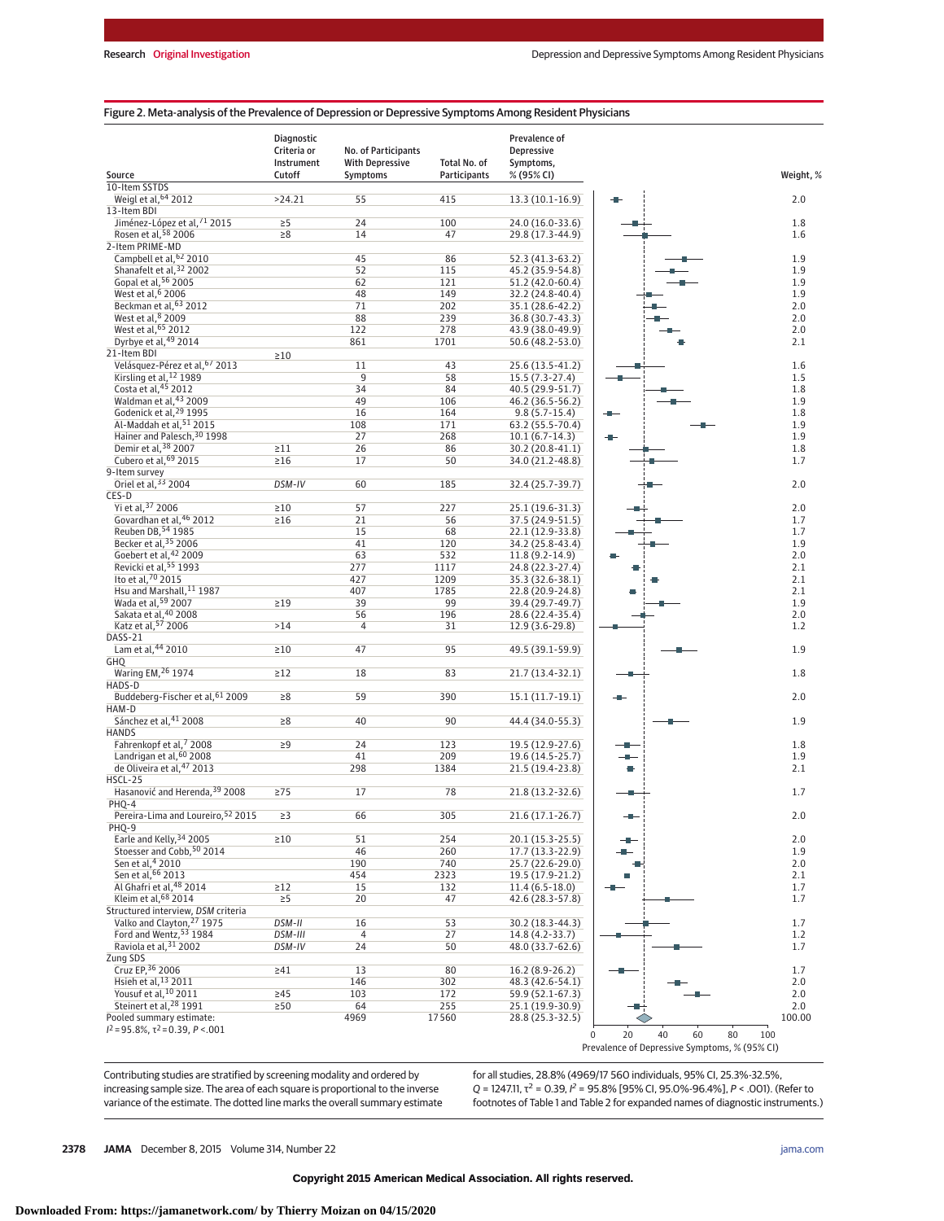Figure 2. Meta-analysis of the Prevalence of Depression or Depressive Symptoms Among Resident Physicians

| Source | Diagnostic Criteria or Instrument Cutoff | No. of Participants With Depressive Symptoms | Total No. of Participants | Prevalence of Depressive Symptoms, % (95% CI) | Weight, % |
|---|---|---|---|---|---|
| **10-Item SSTDS** | | | | | |
| Weigl et al,[64] 2012 | >24.21 | 55 | 415 | 13.3 (10.1-16.9) | 2.0 |
| **13-Item BDI** | | | | | |
| Jiménez-López et al,[71] 2015 | ≥5 | 24 | 100 | 24.0 (16.0-33.6) | 1.8 |
| Rosen et al,[58] 2006 | ≥8 | 14 | 47 | 29.8 (17.3-44.9) | 1.6 |
| **2-Item PRIME-MD** | | | | | |
| Campbell et al,[62] 2010 | | 45 | 86 | 52.3 (41.3-63.2) | 1.9 |
| Shanafelt et al,[32] 2002 | | 52 | 115 | 45.2 (35.9-54.8) | 1.9 |
| Gopal et al,[56] 2005 | | 62 | 121 | 51.2 (42.0-60.4) | 1.9 |
| West et al,[6] 2006 | | 48 | 149 | 32.2 (24.8-40.4) | 1.9 |
| Beckman et al,[63] 2012 | | 71 | 202 | 35.1 (28.6-42.2) | 2.0 |
| West et al,[8] 2009 | | 88 | 239 | 36.8 (30.7-43.3) | 2.0 |
| West et al,[65] 2012 | | 122 | 278 | 43.9 (38.0-49.9) | 2.0 |
| Dyrbye et al,[49] 2014 | | 861 | 1701 | 50.6 (48.2-53.0) | 2.1 |
| **21-Item BDI** | ≥10 | | | | |
| Velásquez-Pérez et al,[67] 2013 | | 11 | 43 | 25.6 (13.5-41.2) | 1.6 |
| Kirsling et al,[12] 1989 | | 9 | 58 | 15.5 (7.3-27.4) | 1.5 |
| Costa et al,[45] 2012 | | 34 | 84 | 40.5 (29.9-51.7) | 1.8 |
| Waldman et al,[43] 2009 | | 49 | 106 | 46.2 (36.5-56.2) | 1.9 |
| Godenick et al,[29] 1995 | | 16 | 164 | 9.8 (5.7-15.4) | 1.8 |
| Al-Maddah et al,[51] 2015 | | 108 | 171 | 63.2 (55.5-70.4) | 1.9 |
| Hainer and Palesch,[30] 1998 | | 27 | 268 | 10.1 (6.7-14.3) | 1.9 |
| Demir et al,[38] 2007 | ≥11 | 26 | 86 | 30.2 (20.8-41.1) | 1.8 |
| Cubero et al,[69] 2015 | ≥16 | 17 | 50 | 34.0 (21.2-48.8) | 1.7 |
| **9-Item survey** | | | | | |
| Oriel et al,[33] 2004 | *DSM-IV* | 60 | 185 | 32.4 (25.7-39.7) | 2.0 |
| **CES-D** | | | | | |
| Yi et al,[37] 2006 | ≥10 | 57 | 227 | 25.1 (19.6-31.3) | 2.0 |
| Govardhan et al,[46] 2012 | ≥16 | 21 | 56 | 37.5 (24.9-51.5) | 1.7 |
| Reuben DB,[54] 1985 | | 15 | 68 | 22.1 (12.9-33.8) | 1.7 |
| Becker et al,[35] 2006 | | 41 | 120 | 34.2 (25.8-43.4) | 1.9 |
| Goebert et al,[42] 2009 | | 63 | 532 | 11.8 (9.2-14.9) | 2.0 |
| Revicki et al,[55] 1993 | | 277 | 1117 | 24.8 (22.3-27.4) | 2.1 |
| Ito et al,[70] 2015 | | 427 | 1209 | 35.3 (32.6-38.1) | 2.1 |
| Hsu and Marshall,[11] 1987 | | 407 | 1785 | 22.8 (20.9-24.8) | 2.1 |
| Wada et al,[59] 2007 | ≥19 | 39 | 99 | 39.4 (29.7-49.7) | 1.9 |
| Sakata et al,[40] 2008 | | 56 | 196 | 28.6 (22.4-35.4) | 2.0 |
| Katz et al,[57] 2006 | >14 | 4 | 31 | 12.9 (3.6-29.8) | 1.2 |
| **DASS-21** | | | | | |
| Lam et al,[44] 2010 | ≥10 | 47 | 95 | 49.5 (39.1-59.9) | 1.9 |
| **GHQ** | | | | | |
| Waring EM,[26] 1974 | ≥12 | 18 | 83 | 21.7 (13.4-32.1) | 1.8 |
| **HADS-D** | | | | | |
| Buddeberg-Fischer et al,[61] 2009 | ≥8 | 59 | 390 | 15.1 (11.7-19.1) | 2.0 |
| **HAM-D** | | | | | |
| Sánchez et al,[41] 2008 | ≥8 | 40 | 90 | 44.4 (34.0-55.3) | 1.9 |
| **HANDS** | | | | | |
| Fahrenkopf et al,[7] 2008 | ≥9 | 24 | 123 | 19.5 (12.9-27.6) | 1.8 |
| Landrigan et al,[60] 2008 | | 41 | 209 | 19.6 (14.5-25.7) | 1.9 |
| de Oliveira et al,[47] 2013 | | 298 | 1384 | 21.5 (19.4-23.8) | 2.1 |
| **HSCL-25** | | | | | |
| Hasanović and Herenda,[39] 2008 | ≥75 | 17 | 78 | 21.8 (13.2-32.6) | 1.7 |
| **PHQ-4** | | | | | |
| Pereira-Lima and Loureiro,[52] 2015 | ≥3 | 66 | 305 | 21.6 (17.1-26.7) | 2.0 |
| **PHQ-9** | | | | | |
| Earle and Kelly,[34] 2005 | ≥10 | 51 | 254 | 20.1 (15.3-25.5) | 2.0 |
| Stoesser and Cobb,[50] 2014 | | 46 | 260 | 17.7 (13.3-22.9) | 1.9 |
| Sen et al,[4] 2010 | | 190 | 740 | 25.7 (22.6-29.0) | 2.0 |
| Sen et al,[66] 2013 | | 454 | 2323 | 19.5 (17.9-21.2) | 2.1 |
| Al Ghafri et al,[48] 2014 | ≥12 | 15 | 132 | 11.4 (6.5-18.0) | 1.7 |
| Kleim et al,[68] 2014 | ≥5 | 20 | 47 | 42.6 (28.3-57.8) | 1.7 |
| **Structured interview, *DSM* criteria** | | | | | |
| Valko and Clayton,[27] 1975 | *DSM-II* | 16 | 53 | 30.2 (18.3-44.3) | 1.7 |
| Ford and Wentz,[53] 1984 | *DSM-III* | 4 | 27 | 14.8 (4.2-33.7) | 1.2 |
| Raviola et al,[31] 2002 | *DSM-IV* | 24 | 50 | 48.0 (33.7-62.6) | 1.7 |
| **Zung SDS** | | | | | |
| Cruz EP,[36] 2006 | ≥41 | 13 | 80 | 16.2 (8.9-26.2) | 1.7 |
| Hsieh et al,[13] 2011 | | 146 | 302 | 48.3 (42.6-54.1) | 2.0 |
| Yousuf et al,[10] 2011 | ≥45 | 103 | 172 | 59.9 (52.1-67.3) | 2.0 |
| Steinert et al,[28] 1991 | ≥50 | 64 | 255 | 25.1 (19.9-30.9) | 2.0 |
| Pooled summary estimate: $I^2$ = 95.8%, $\tau^2$ = 0.39, $P$ < .001 | | 4969 | 17560 | 28.8 (25.3-32.5) | 100.00 |

Prevalence of Depressive Symptoms, % (95% CI)

Contributing studies are stratified by screening modality and ordered by increasing sample size. The area of each square is proportional to the inverse variance of the estimate. The dotted line marks the overall summary estimate for all studies, 28.8% (4969/17 560 individuals, 95% CI, 25.3%-32.5%, $Q$ = 1247.11, $\tau^2$ = 0.39, $I^2$ = 95.8% [95% CI, 95.0%-96.4%], $P$ < .001). (Refer to footnotes of Table 1 and Table 2 for expanded names of diagnostic instruments.)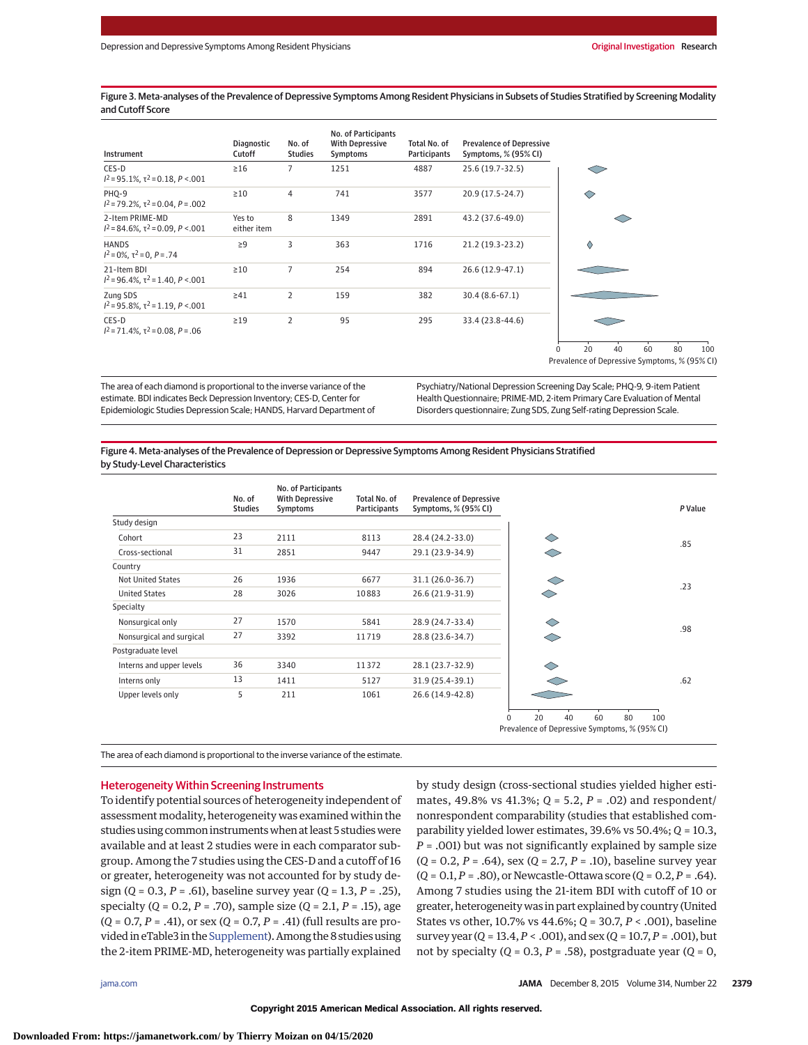Figure 3. Meta-analyses of the Prevalence of Depressive Symptoms Among Resident Physicians in Subsets of Studies Stratified by Screening Modality and Cutoff Score

| Instrument | Diagnostic Cutoff | No. of Studies | No. of Participants With Depressive Symptoms | Total No. of Participants | Prevalence of Depressive Symptoms, % (95% CI) |
|---|---|---|---|---|---|
| CES-D $I^2 = 95.1\%$, $\tau^2 = 0.18$, $P < .001$ | ≥16 | 7 | 1251 | 4887 | 25.6 (19.7-32.5) |
| PHQ-9 $I^2 = 79.2\%$, $\tau^2 = 0.04$, $P = .002$ | ≥10 | 4 | 741 | 3577 | 20.9 (17.5-24.7) |
| 2-Item PRIME-MD $I^2 = 84.6\%$, $\tau^2 = 0.09$, $P < .001$ | Yes to either item | 8 | 1349 | 2891 | 43.2 (37.6-49.0) |
| HANDS $I^2 = 0\%$, $\tau^2 = 0$, $P = .74$ | ≥9 | 3 | 363 | 1716 | 21.2 (19.3-23.2) |
| 21-Item BDI $I^2 = 96.4\%$, $\tau^2 = 1.40$, $P < .001$ | ≥10 | 7 | 254 | 894 | 26.6 (12.9-47.1) |
| Zung SDS $I^2 = 95.8\%$, $\tau^2 = 1.19$, $P < .001$ | ≥41 | 2 | 159 | 382 | 30.4 (8.6-67.1) |
| CES-D $I^2 = 71.4\%$, $\tau^2 = 0.08$, $P = .06$ | ≥19 | 2 | 95 | 295 | 33.4 (23.8-44.6) |

The area of each diamond is proportional to the inverse variance of the estimate. BDI indicates Beck Depression Inventory; CES-D, Center for Epidemiologic Studies Depression Scale; HANDS, Harvard Department of Psychiatry/National Depression Screening Day Scale; PHQ-9, 9-item Patient Health Questionnaire; PRIME-MD, 2-item Primary Care Evaluation of Mental Disorders questionnaire; Zung SDS, Zung Self-rating Depression Scale.

Figure 4. Meta-analyses of the Prevalence of Depression or Depressive Symptoms Among Resident Physicians Stratified by Study-Level Characteristics

| | No. of Studies | No. of Participants With Depressive Symptoms | Total No. of Participants | Prevalence of Depressive Symptoms, % (95% CI) | P Value |
|---|---|---|---|---|---|
| **Study design** | | | | | |
| Cohort | 23 | 2111 | 8113 | 28.4 (24.2-33.0) | .85 |
| Cross-sectional | 31 | 2851 | 9447 | 29.1 (23.9-34.9) | |
| **Country** | | | | | |
| Not United States | 26 | 1936 | 6677 | 31.1 (26.0-36.7) | .23 |
| United States | 28 | 3026 | 10883 | 26.6 (21.9-31.9) | |
| **Specialty** | | | | | |
| Nonsurgical only | 27 | 1570 | 5841 | 28.9 (24.7-33.4) | .98 |
| Nonsurgical and surgical | 27 | 3392 | 11719 | 28.8 (23.6-34.7) | |
| **Postgraduate level** | | | | | |
| Interns and upper levels | 36 | 3340 | 11372 | 28.1 (23.7-32.9) | .62 |
| Interns only | 13 | 1411 | 5127 | 31.9 (25.4-39.1) | |
| Upper levels only | 5 | 211 | 1061 | 26.6 (14.9-42.8) | |

The area of each diamond is proportional to the inverse variance of the estimate.

## Heterogeneity Within Screening Instruments

To identify potential sources of heterogeneity independent of assessment modality, heterogeneity was examined within the studies using common instruments when at least 5 studies were available and at least 2 studies were in each comparator subgroup. Among the 7 studies using the CES-D and a cutoff of 16 or greater, heterogeneity was not accounted for by study design ($Q = 0.3$, $P = .61$), baseline survey year ($Q = 1.3$, $P = .25$), specialty ($Q = 0.2$, $P = .70$), sample size ($Q = 2.1$, $P = .15$), age ($Q = 0.7$, $P = .41$), or sex ($Q = 0.7$, $P = .41$) (full results are provided in eTable3 in the Supplement). Among the 8 studies using the 2-item PRIME-MD, heterogeneity was partially explained by study design (cross-sectional studies yielded higher estimates, 49.8% vs 41.3%; $Q = 5.2$, $P = .02$) and respondent/nonrespondent comparability (studies that established comparability yielded lower estimates, 39.6% vs 50.4%; $Q = 10.3$, $P = .001$) but was not significantly explained by sample size ($Q = 0.2$, $P = .64$), sex ($Q = 2.7$, $P = .10$), baseline survey year ($Q = 0.1$, $P = .80$), or Newcastle-Ottawa score ($Q = 0.2$, $P = .64$). Among 7 studies using the 21-item BDI with cutoff of 10 or greater, heterogeneity was in part explained by country (United States vs other, 10.7% vs 44.6%; $Q = 30.7$, $P < .001$), baseline survey year ($Q = 13.4$, $P < .001$), and sex ($Q = 10.7$, $P = .001$), but not by specialty ($Q = 0.3$, $P = .58$), postgraduate year ($Q = 0$,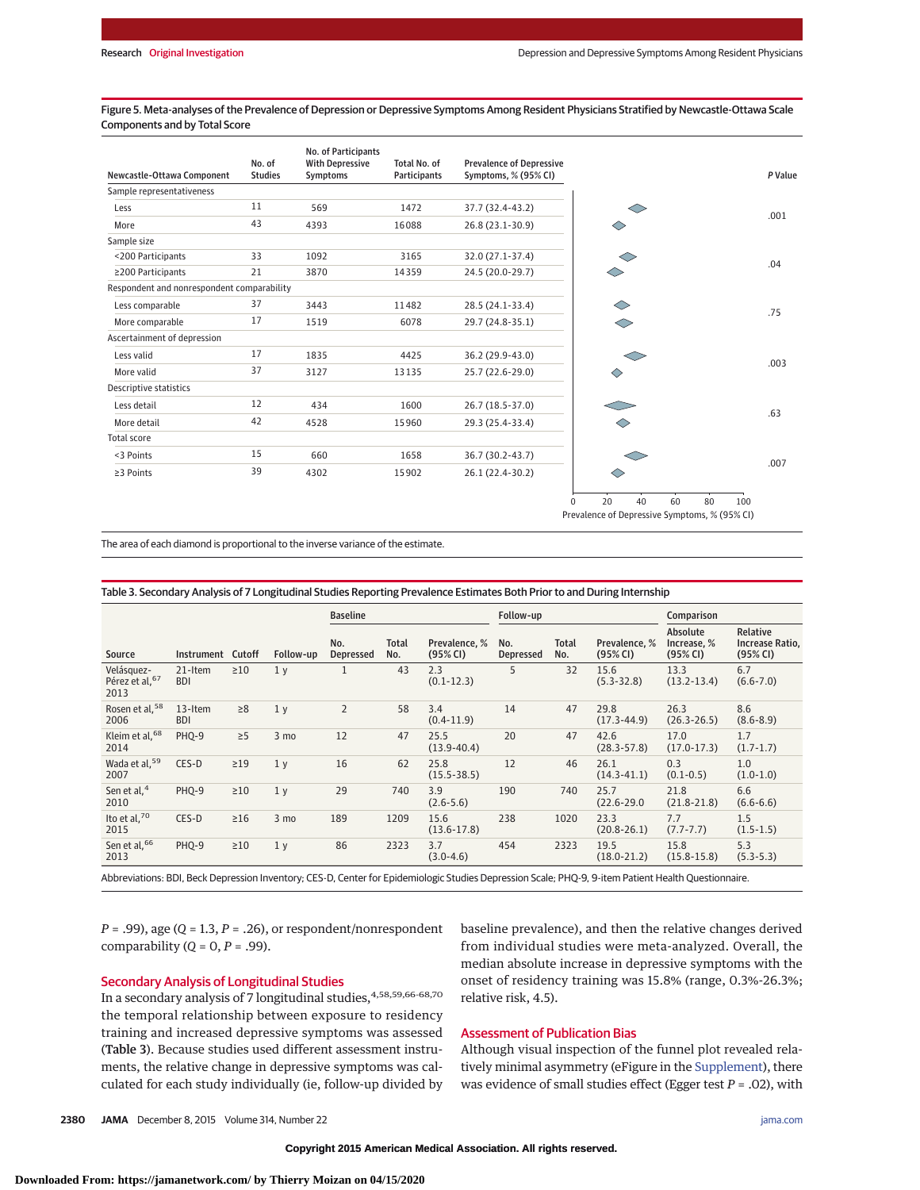Figure 5. Meta-analyses of the Prevalence of Depression or Depressive Symptoms Among Resident Physicians Stratified by Newcastle-Ottawa Scale Components and by Total Score

| Newcastle-Ottawa Component | No. of Studies | No. of Participants With Depressive Symptoms | Total No. of Participants | Prevalence of Depressive Symptoms, % (95% CI) | P Value |
|---|---|---|---|---|---|
| Sample representativeness | | | | | |
| Less | 11 | 569 | 1472 | 37.7 (32.4-43.2) | .001 |
| More | 43 | 4393 | 16088 | 26.8 (23.1-30.9) | |
| Sample size | | | | | |
| <200 Participants | 33 | 1092 | 3165 | 32.0 (27.1-37.4) | .04 |
| ≥200 Participants | 21 | 3870 | 14359 | 24.5 (20.0-29.7) | |
| Respondent and nonrespondent comparability | | | | | |
| Less comparable | 37 | 3443 | 11482 | 28.5 (24.1-33.4) | .75 |
| More comparable | 17 | 1519 | 6078 | 29.7 (24.8-35.1) | |
| Ascertainment of depression | | | | | |
| Less valid | 17 | 1835 | 4425 | 36.2 (29.9-43.0) | .003 |
| More valid | 37 | 3127 | 13135 | 25.7 (22.6-29.0) | |
| Descriptive statistics | | | | | |
| Less detail | 12 | 434 | 1600 | 26.7 (18.5-37.0) | .63 |
| More detail | 42 | 4528 | 15960 | 29.3 (25.4-33.4) | |
| Total score | | | | | |
| <3 Points | 15 | 660 | 1658 | 36.7 (30.2-43.7) | .007 |
| ≥3 Points | 39 | 4302 | 15902 | 26.1 (22.4-30.2) | |

Prevalence of Depressive Symptoms, % (95% CI)

The area of each diamond is proportional to the inverse variance of the estimate.

Table 3. Secondary Analysis of 7 Longitudinal Studies Reporting Prevalence Estimates Both Prior to and During Internship

| | | | | Baseline | | | Follow-up | | | Comparison | |
|---|---|---|---|---|---|---|---|---|---|---|---|
| Source | Instrument | Cutoff | Follow-up | No. Depressed | Total No. | Prevalence, % (95% CI) | No. Depressed | Total No. | Prevalence, % (95% CI) | Absolute Increase, % (95% CI) | Relative Increase Ratio, (95% CI) |
| Velásquez-Pérez et al,[67] 2013 | 21-Item BDI | ≥10 | 1 y | 1 | 43 | 2.3 (0.1-12.3) | 5 | 32 | 15.6 (5.3-32.8) | 13.3 (13.2-13.4) | 6.7 (6.6-7.0) |
| Rosen et al,[58] 2006 | 13-Item BDI | ≥8 | 1 y | 2 | 58 | 3.4 (0.4-11.9) | 14 | 47 | 29.8 (17.3-44.9) | 26.3 (26.3-26.5) | 8.6 (8.6-8.9) |
| Kleim et al,[68] 2014 | PHQ-9 | ≥5 | 3 mo | 12 | 47 | 25.5 (13.9-40.4) | 20 | 47 | 42.6 (28.3-57.8) | 17.0 (17.0-17.3) | 1.7 (1.7-1.7) |
| Wada et al,[59] 2007 | CES-D | ≥19 | 1 y | 16 | 62 | 25.8 (15.5-38.5) | 12 | 46 | 26.1 (14.3-41.1) | 0.3 (0.1-0.5) | 1.0 (1.0-1.0) |
| Sen et al,[4] 2010 | PHQ-9 | ≥10 | 1 y | 29 | 740 | 3.9 (2.6-5.6) | 190 | 740 | 25.7 (22.6-29.0 | 21.8 (21.8-21.8) | 6.6 (6.6-6.6) |
| Ito et al,[70] 2015 | CES-D | ≥16 | 3 mo | 189 | 1209 | 15.6 (13.6-17.8) | 238 | 1020 | 23.3 (20.8-26.1) | 7.7 (7.7-7.7) | 1.5 (1.5-1.5) |
| Sen et al,[66] 2013 | PHQ-9 | ≥10 | 1 y | 86 | 2323 | 3.7 (3.0-4.6) | 454 | 2323 | 19.5 (18.0-21.2) | 15.8 (15.8-15.8) | 5.3 (5.3-5.3) |

Abbreviations: BDI, Beck Depression Inventory; CES-D, Center for Epidemiologic Studies Depression Scale; PHQ-9, 9-item Patient Health Questionnaire.

*P* = .99), age ($Q$ = 1.3, *P* = .26), or respondent/nonrespondent comparability ($Q$ = 0, *P* = .99).

## Secondary Analysis of Longitudinal Studies

In a secondary analysis of 7 longitudinal studies,[4,58,59,66-68,70] the temporal relationship between exposure to residency training and increased depressive symptoms was assessed (**Table 3**). Because studies used different assessment instruments, the relative change in depressive symptoms was calculated for each study individually (ie, follow-up divided by baseline prevalence), and then the relative changes derived from individual studies were meta-analyzed. Overall, the median absolute increase in depressive symptoms with the onset of residency training was 15.8% (range, 0.3%-26.3%; relative risk, 4.5).

## Assessment of Publication Bias

Although visual inspection of the funnel plot revealed relatively minimal asymmetry (eFigure in the Supplement), there was evidence of small studies effect (Egger test *P* = .02), with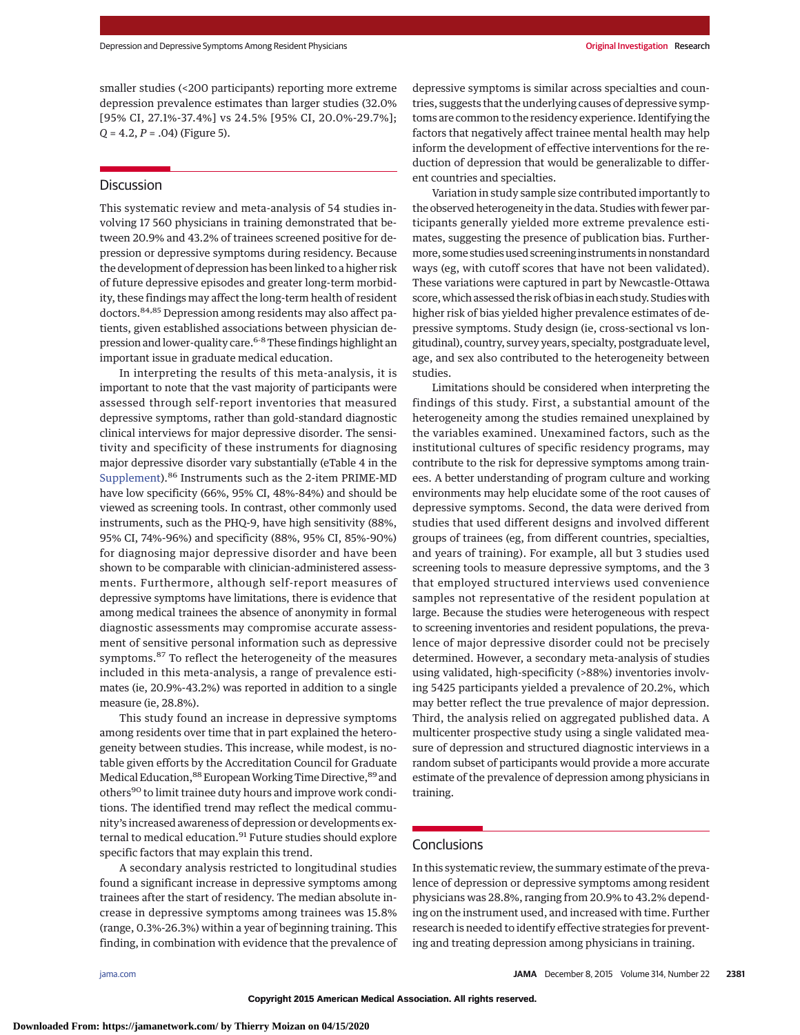smaller studies (<200 participants) reporting more extreme depression prevalence estimates than larger studies (32.0% [95% CI, 27.1%-37.4%] vs 24.5% [95% CI, 20.0%-29.7%]; $Q$ = 4.2, $P$ = .04) (Figure 5).

## Discussion

This systematic review and meta-analysis of 54 studies involving 17 560 physicians in training demonstrated that between 20.9% and 43.2% of trainees screened positive for depression or depressive symptoms during residency. Because the development of depression has been linked to a higher risk of future depressive episodes and greater long-term morbidity, these findings may affect the long-term health of resident doctors.[84,85] Depression among residents may also affect patients, given established associations between physician depression and lower-quality care.[6-8] These findings highlight an important issue in graduate medical education.

In interpreting the results of this meta-analysis, it is important to note that the vast majority of participants were assessed through self-report inventories that measured depressive symptoms, rather than gold-standard diagnostic clinical interviews for major depressive disorder. The sensitivity and specificity of these instruments for diagnosing major depressive disorder vary substantially (eTable 4 in the Supplement).[86] Instruments such as the 2-item PRIME-MD have low specificity (66%, 95% CI, 48%-84%) and should be viewed as screening tools. In contrast, other commonly used instruments, such as the PHQ-9, have high sensitivity (88%, 95% CI, 74%-96%) and specificity (88%, 95% CI, 85%-90%) for diagnosing major depressive disorder and have been shown to be comparable with clinician-administered assessments. Furthermore, although self-report measures of depressive symptoms have limitations, there is evidence that among medical trainees the absence of anonymity in formal diagnostic assessments may compromise accurate assessment of sensitive personal information such as depressive symptoms.[87] To reflect the heterogeneity of the measures included in this meta-analysis, a range of prevalence estimates (ie, 20.9%-43.2%) was reported in addition to a single measure (ie, 28.8%).

This study found an increase in depressive symptoms among residents over time that in part explained the heterogeneity between studies. This increase, while modest, is notable given efforts by the Accreditation Council for Graduate Medical Education,[88] European Working Time Directive,[89] and others[90] to limit trainee duty hours and improve work conditions. The identified trend may reflect the medical community's increased awareness of depression or developments external to medical education.[91] Future studies should explore specific factors that may explain this trend.

A secondary analysis restricted to longitudinal studies found a significant increase in depressive symptoms among trainees after the start of residency. The median absolute increase in depressive symptoms among trainees was 15.8% (range, 0.3%-26.3%) within a year of beginning training. This finding, in combination with evidence that the prevalence of depressive symptoms is similar across specialties and countries, suggests that the underlying causes of depressive symptoms are common to the residency experience. Identifying the factors that negatively affect trainee mental health may help inform the development of effective interventions for the reduction of depression that would be generalizable to different countries and specialties.

Variation in study sample size contributed importantly to the observed heterogeneity in the data. Studies with fewer participants generally yielded more extreme prevalence estimates, suggesting the presence of publication bias. Furthermore, some studies used screening instruments in nonstandard ways (eg, with cutoff scores that have not been validated). These variations were captured in part by Newcastle-Ottawa score, which assessed the risk of bias in each study. Studies with higher risk of bias yielded higher prevalence estimates of depressive symptoms. Study design (ie, cross-sectional vs longitudinal), country, survey years, specialty, postgraduate level, age, and sex also contributed to the heterogeneity between studies.

Limitations should be considered when interpreting the findings of this study. First, a substantial amount of the heterogeneity among the studies remained unexplained by the variables examined. Unexamined factors, such as the institutional cultures of specific residency programs, may contribute to the risk for depressive symptoms among trainees. A better understanding of program culture and working environments may help elucidate some of the root causes of depressive symptoms. Second, the data were derived from studies that used different designs and involved different groups of trainees (eg, from different countries, specialties, and years of training). For example, all but 3 studies used screening tools to measure depressive symptoms, and the 3 that employed structured interviews used convenience samples not representative of the resident population at large. Because the studies were heterogeneous with respect to screening inventories and resident populations, the prevalence of major depressive disorder could not be precisely determined. However, a secondary meta-analysis of studies using validated, high-specificity (>88%) inventories involving 5425 participants yielded a prevalence of 20.2%, which may better reflect the true prevalence of major depression. Third, the analysis relied on aggregated published data. A multicenter prospective study using a single validated measure of depression and structured diagnostic interviews in a random subset of participants would provide a more accurate estimate of the prevalence of depression among physicians in training.

## Conclusions

In this systematic review, the summary estimate of the prevalence of depression or depressive symptoms among resident physicians was 28.8%, ranging from 20.9% to 43.2% depending on the instrument used, and increased with time. Further research is needed to identify effective strategies for preventing and treating depression among physicians in training.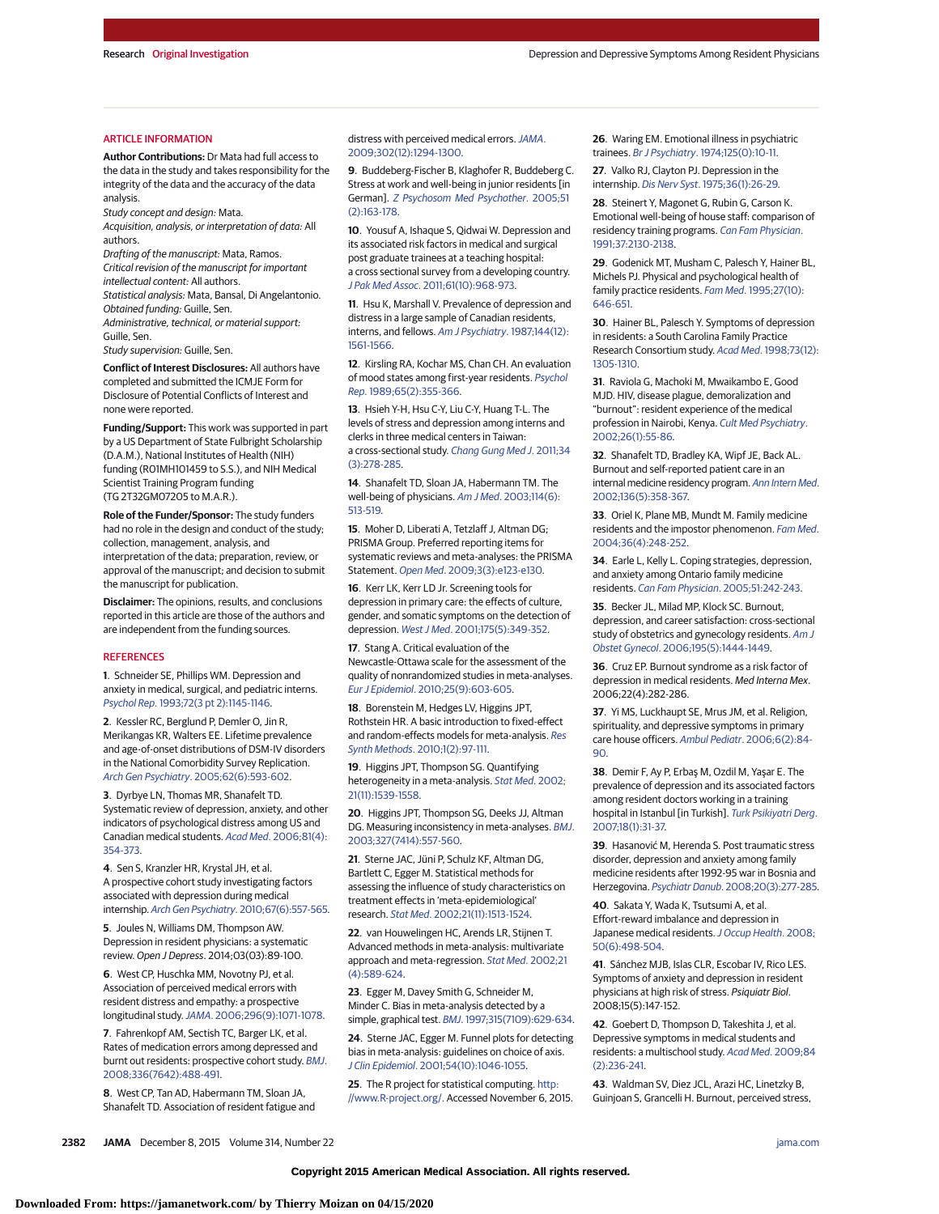## ARTICLE INFORMATION

**Author Contributions:** Dr Mata had full access to the data in the study and takes responsibility for the integrity of the data and the accuracy of the data analysis.

*Study concept and design:* Mata.

*Acquisition, analysis, or interpretation of data:* All authors.

*Drafting of the manuscript:* Mata, Ramos.

*Critical revision of the manuscript for important intellectual content:* All authors.

*Statistical analysis:* Mata, Bansal, Di Angelantonio.

*Obtained funding:* Guille, Sen.

*Administrative, technical, or material support:* Guille, Sen.

*Study supervision:* Guille, Sen.

**Conflict of Interest Disclosures:** All authors have completed and submitted the ICMJE Form for Disclosure of Potential Conflicts of Interest and none were reported.

**Funding/Support:** This work was supported in part by a US Department of State Fulbright Scholarship (D.A.M.), National Institutes of Health (NIH) funding (R01MH101459 to S.S.), and NIH Medical Scientist Training Program funding (TG 2T32GM07205 to M.A.R.).

**Role of the Funder/Sponsor:** The study funders had no role in the design and conduct of the study; collection, management, analysis, and interpretation of the data; preparation, review, or approval of the manuscript; and decision to submit the manuscript for publication.

**Disclaimer:** The opinions, results, and conclusions reported in this article are those of the authors and are independent from the funding sources.

## REFERENCES

1. Schneider SE, Phillips WM. Depression and anxiety in medical, surgical, and pediatric interns. *Psychol Rep*. 1993;72(3 pt 2):1145-1146.
2. Kessler RC, Berglund P, Demler O, Jin R, Merikangas KR, Walters EE. Lifetime prevalence and age-of-onset distributions of DSM-IV disorders in the National Comorbidity Survey Replication. *Arch Gen Psychiatry*. 2005;62(6):593-602.
3. Dyrbye LN, Thomas MR, Shanafelt TD. Systematic review of depression, anxiety, and other indicators of psychological distress among US and Canadian medical students. *Acad Med*. 2006;81(4):354-373.
4. Sen S, Kranzler HR, Krystal JH, et al. A prospective cohort study investigating factors associated with depression during medical internship. *Arch Gen Psychiatry*. 2010;67(6):557-565.
5. Joules N, Williams DM, Thompson AW. Depression in resident physicians: a systematic review. *Open J Depress*. 2014;03(03):89-100.
6. West CP, Huschka MM, Novotny PJ, et al. Association of perceived medical errors with resident distress and empathy: a prospective longitudinal study. *JAMA*. 2006;296(9):1071-1078.
7. Fahrenkopf AM, Sectish TC, Barger LK, et al. Rates of medication errors among depressed and burnt out residents: prospective cohort study. *BMJ*. 2008;336(7642):488-491.
8. West CP, Tan AD, Habermann TM, Sloan JA, Shanafelt TD. Association of resident fatigue and distress with perceived medical errors. *JAMA*. 2009;302(12):1294-1300.
9. Buddeberg-Fischer B, Klaghofer R, Buddeberg C. Stress at work and well-being in junior residents [in German]. *Z Psychosom Med Psychother*. 2005;51(2):163-178.
10. Yousuf A, Ishaque S, Qidwai W. Depression and its associated risk factors in medical and surgical post graduate trainees at a teaching hospital: a cross sectional survey from a developing country. *J Pak Med Assoc*. 2011;61(10):968-973.
11. Hsu K, Marshall V. Prevalence of depression and distress in a large sample of Canadian residents, interns, and fellows. *Am J Psychiatry*. 1987;144(12):1561-1566.
12. Kirsling RA, Kochar MS, Chan CH. An evaluation of mood states among first-year residents. *Psychol Rep*. 1989;65(2):355-366.
13. Hsieh Y-H, Hsu C-Y, Liu C-Y, Huang T-L. The levels of stress and depression among interns and clerks in three medical centers in Taiwan: a cross-sectional study. *Chang Gung Med J*. 2011;34(3):278-285.
14. Shanafelt TD, Sloan JA, Habermann TM. The well-being of physicians. *Am J Med*. 2003;114(6):513-519.
15. Moher D, Liberati A, Tetzlaff J, Altman DG; PRISMA Group. Preferred reporting items for systematic reviews and meta-analyses: the PRISMA Statement. *Open Med*. 2009;3(3):e123-e130.
16. Kerr LK, Kerr LD Jr. Screening tools for depression in primary care: the effects of culture, gender, and somatic symptoms on the detection of depression. *West J Med*. 2001;175(5):349-352.
17. Stang A. Critical evaluation of the Newcastle-Ottawa scale for the assessment of the quality of nonrandomized studies in meta-analyses. *Eur J Epidemiol*. 2010;25(9):603-605.
18. Borenstein M, Hedges LV, Higgins JPT, Rothstein HR. A basic introduction to fixed-effect and random-effects models for meta-analysis. *Res Synth Methods*. 2010;1(2):97-111.
19. Higgins JPT, Thompson SG. Quantifying heterogeneity in a meta-analysis. *Stat Med*. 2002;21(11):1539-1558.
20. Higgins JPT, Thompson SG, Deeks JJ, Altman DG. Measuring inconsistency in meta-analyses. *BMJ*. 2003;327(7414):557-560.
21. Sterne JAC, Jüni P, Schulz KF, Altman DG, Bartlett C, Egger M. Statistical methods for assessing the influence of study characteristics on treatment effects in 'meta-epidemiological' research. *Stat Med*. 2002;21(11):1513-1524.
22. van Houwelingen HC, Arends LR, Stijnen T. Advanced methods in meta-analysis: multivariate approach and meta-regression. *Stat Med*. 2002;21(4):589-624.
23. Egger M, Davey Smith G, Schneider M, Minder C. Bias in meta-analysis detected by a simple, graphical test. *BMJ*. 1997;315(7109):629-634.
24. Sterne JAC, Egger M. Funnel plots for detecting bias in meta-analysis: guidelines on choice of axis. *J Clin Epidemiol*. 2001;54(10):1046-1055.
25. The R project for statistical computing. http://www.R-project.org/. Accessed November 6, 2015.
26. Waring EM. Emotional illness in psychiatric trainees. *Br J Psychiatry*. 1974;125(0):10-11.
27. Valko RJ, Clayton PJ. Depression in the internship. *Dis Nerv Syst*. 1975;36(1):26-29.
28. Steinert Y, Magonet G, Rubin G, Carson K. Emotional well-being of house staff: comparison of residency training programs. *Can Fam Physician*. 1991;37:2130-2138.
29. Godenick MT, Musham C, Palesch Y, Hainer BL, Michels PJ. Physical and psychological health of family practice residents. *Fam Med*. 1995;27(10):646-651.
30. Hainer BL, Palesch Y. Symptoms of depression in residents: a South Carolina Family Practice Research Consortium study. *Acad Med*. 1998;73(12):1305-1310.
31. Raviola G, Machoki M, Mwaikambo E, Good MJD. HIV, disease plague, demoralization and "burnout": resident experience of the medical profession in Nairobi, Kenya. *Cult Med Psychiatry*. 2002;26(1):55-86.
32. Shanafelt TD, Bradley KA, Wipf JE, Back AL. Burnout and self-reported patient care in an internal medicine residency program. *Ann Intern Med*. 2002;136(5):358-367.
33. Oriel K, Plane MB, Mundt M. Family medicine residents and the impostor phenomenon. *Fam Med*. 2004;36(4):248-252.
34. Earle L, Kelly L. Coping strategies, depression, and anxiety among Ontario family medicine residents. *Can Fam Physician*. 2005;51:242-243.
35. Becker JL, Milad MP, Klock SC. Burnout, depression, and career satisfaction: cross-sectional study of obstetrics and gynecology residents. *Am J Obstet Gynecol*. 2006;195(5):1444-1449.
36. Cruz EP. Burnout syndrome as a risk factor of depression in medical residents. *Med Interna Mex*. 2006;22(4):282-286.
37. Yi MS, Luckhaupt SE, Mrus JM, et al. Religion, spirituality, and depressive symptoms in primary care house officers. *Ambul Pediatr*. 2006;6(2):84-90.
38. Demir F, Ay P, Erbaş M, Ozdil M, Yaşar E. The prevalence of depression and its associated factors among resident doctors working in a training hospital in Istanbul [in Turkish]. *Turk Psikiyatri Derg*. 2007;18(1):31-37.
39. Hasanović M, Herenda S. Post traumatic stress disorder, depression and anxiety among family medicine residents after 1992-95 war in Bosnia and Herzegovina. *Psychiatr Danub*. 2008;20(3):277-285.
40. Sakata Y, Wada K, Tsutsumi A, et al. Effort-reward imbalance and depression in Japanese medical residents. *J Occup Health*. 2008;50(6):498-504.
41. Sánchez MJB, Islas CLR, Escobar IV, Rico LES. Symptoms of anxiety and depression in resident physicians at high risk of stress. *Psiquiatr Biol*. 2008;15(5):147-152.
42. Goebert D, Thompson D, Takeshita J, et al. Depressive symptoms in medical students and residents: a multischool study. *Acad Med*. 2009;84(2):236-241.
43. Waldman SV, Diez JCL, Arazi HC, Linetzky B, Guinjoan S, Grancelli H. Burnout, perceived stress,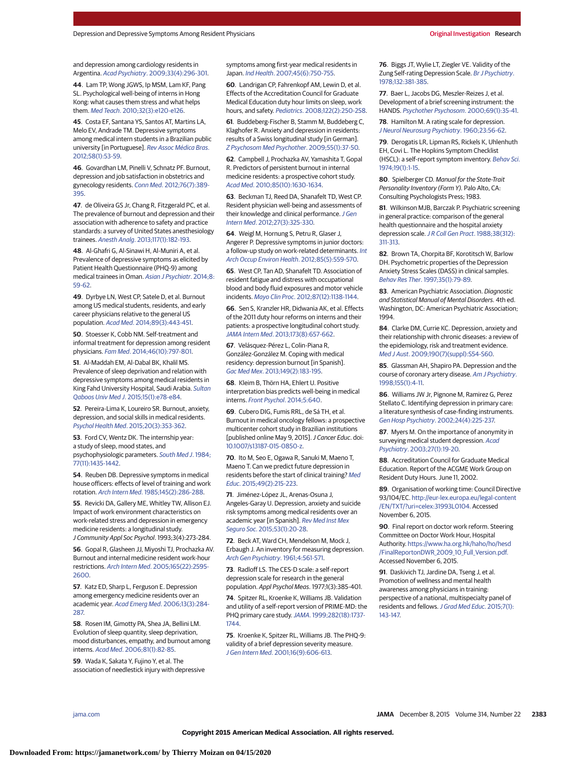and depression among cardiology residents in Argentina. *Acad Psychiatry*. 2009;33(4):296-301.

44. Lam TP, Wong JGWS, Ip MSM, Lam KF, Pang SL. Psychological well-being of interns in Hong Kong: what causes them stress and what helps them. *Med Teach*. 2010;32(3):e120-e126.

45. Costa EF, Santana YS, Santos AT, Martins LA, Melo EV, Andrade TM. Depressive symptoms among medical intern students in a Brazilian public university [in Portuguese]. *Rev Assoc Médica Bras*. 2012;58(1):53-59.

46. Govardhan LM, Pinelli V, Schnatz PF. Burnout, depression and job satisfaction in obstetrics and gynecology residents. *Conn Med*. 2012;76(7):389-395.

47. de Oliveira GS Jr, Chang R, Fitzgerald PC, et al. The prevalence of burnout and depression and their association with adherence to safety and practice standards: a survey of United States anesthesiology trainees. *Anesth Analg*. 2013;117(1):182-193.

48. Al-Ghafri G, Al-Sinawi H, Al-Muniri A, et al. Prevalence of depressive symptoms as elicited by Patient Health Questionnaire (PHQ-9) among medical trainees in Oman. *Asian J Psychiatr*. 2014;8:59-62.

49. Dyrbye LN, West CP, Satele D, et al. Burnout among US medical students, residents, and early career physicians relative to the general US population. *Acad Med*. 2014;89(3):443-451.

50. Stoesser K, Cobb NM. Self-treatment and informal treatment for depression among resident physicians. *Fam Med*. 2014;46(10):797-801.

51. Al-Maddah EM, Al-Dabal BK, Khalil MS. Prevalence of sleep deprivation and relation with depressive symptoms among medical residents in King Fahd University Hospital, Saudi Arabia. *Sultan Qaboos Univ Med J*. 2015;15(1):e78-e84.

52. Pereira-Lima K, Loureiro SR. Burnout, anxiety, depression, and social skills in medical residents. *Psychol Health Med*. 2015;20(3):353-362.

53. Ford CV, Wentz DK. The internship year: a study of sleep, mood states, and psychophysiologic parameters. *South Med J*. 1984;77(11):1435-1442.

54. Reuben DB. Depressive symptoms in medical house officers: effects of level of training and work rotation. *Arch Intern Med*. 1985;145(2):286-288.

55. Revicki DA, Gallery ME, Whitley TW, Allison EJ. Impact of work environment characteristics on work-related stress and depression in emergency medicine residents: a longitudinal study. *J Community Appl Soc Psychol*. 1993;3(4):273-284.

56. Gopal R, Glasheen JJ, Miyoshi TJ, Prochazka AV. Burnout and internal medicine resident work-hour restrictions. *Arch Intern Med*. 2005;165(22):2595-2600.

57. Katz ED, Sharp L, Ferguson E. Depression among emergency medicine residents over an academic year. *Acad Emerg Med*. 2006;13(3):284-287.

58. Rosen IM, Gimotty PA, Shea JA, Bellini LM. Evolution of sleep quantity, sleep deprivation, mood disturbances, empathy, and burnout among interns. *Acad Med*. 2006;81(1):82-85.

59. Wada K, Sakata Y, Fujino Y, et al. The association of needlestick injury with depressive symptoms among first-year medical residents in Japan. *Ind Health*. 2007;45(6):750-755.

60. Landrigan CP, Fahrenkopf AM, Lewin D, et al. Effects of the Accreditation Council for Graduate Medical Education duty hour limits on sleep, work hours, and safety. *Pediatrics*. 2008;122(2):250-258.

61. Buddeberg-Fischer B, Stamm M, Buddeberg C, Klaghofer R. Anxiety and depression in residents: results of a Swiss longitudinal study [in German]. *Z Psychosom Med Psychother*. 2009;55(1):37-50.

62. Campbell J, Prochazka AV, Yamashita T, Gopal R. Predictors of persistent burnout in internal medicine residents: a prospective cohort study. *Acad Med*. 2010;85(10):1630-1634.

63. Beckman TJ, Reed DA, Shanafelt TD, West CP. Resident physician well-being and assessments of their knowledge and clinical performance. *J Gen Intern Med*. 2012;27(3):325-330.

64. Weigl M, Hornung S, Petru R, Glaser J, Angerer P. Depressive symptoms in junior doctors: a follow-up study on work-related determinants. *Int Arch Occup Environ Health*. 2012;85(5):559-570.

65. West CP, Tan AD, Shanafelt TD. Association of resident fatigue and distress with occupational blood and body fluid exposures and motor vehicle incidents. *Mayo Clin Proc*. 2012;87(12):1138-1144.

66. Sen S, Kranzler HR, Didwania AK, et al. Effects of the 2011 duty hour reforms on interns and their patients: a prospective longitudinal cohort study. *JAMA Intern Med*. 2013;173(8):657-662.

67. Velásquez-Pérez L, Colin-Piana R, González-González M. Coping with medical residency: depression burnout [in Spanish]. *Gac Med Mex*. 2013;149(2):183-195.

68. Kleim B, Thörn HA, Ehlert U. Positive interpretation bias predicts well-being in medical interns. *Front Psychol*. 2014;5:640.

69. Cubero DIG, Fumis RRL, de Sá TH, et al. Burnout in medical oncology fellows: a prospective multicenter cohort study in Brazilian institutions [published online May 9, 2015]. *J Cancer Educ*. doi:10.1007/s13187-015-0850-z.

70. Ito M, Seo E, Ogawa R, Sanuki M, Maeno T, Maeno T. Can we predict future depression in residents before the start of clinical training? *Med Educ*. 2015;49(2):215-223.

71. Jiménez-López JL, Arenas-Osuna J, Angeles-Garay U. Depression, anxiety and suicide risk symptoms among medical residents over an academic year [in Spanish]. *Rev Med Inst Mex Seguro Soc*. 2015;53(1):20-28.

72. Beck AT, Ward CH, Mendelson M, Mock J, Erbaugh J. An inventory for measuring depression. *Arch Gen Psychiatry*. 1961;4:561-571.

73. Radloff LS. The CES-D scale: a self-report depression scale for research in the general population. *Appl Psychol Meas*. 1977;1(3):385-401.

74. Spitzer RL, Kroenke K, Williams JB. Validation and utility of a self-report version of PRIME-MD: the PHQ primary care study. *JAMA*. 1999;282(18):1737-1744.

75. Kroenke K, Spitzer RL, Williams JB. The PHQ-9: validity of a brief depression severity measure. *J Gen Intern Med*. 2001;16(9):606-613.

76. Biggs JT, Wylie LT, Ziegler VE. Validity of the Zung Self-rating Depression Scale. *Br J Psychiatry*. 1978;132:381-385.

77. Baer L, Jacobs DG, Meszler-Reizes J, et al. Development of a brief screening instrument: the HANDS. *Psychother Psychosom*. 2000;69(1):35-41.

78. Hamilton M. A rating scale for depression. *J Neurol Neurosurg Psychiatry*. 1960;23:56-62.

79. Derogatis LR, Lipman RS, Rickels K, Uhlenhuth EH, Covi L. The Hopkins Symptom Checklist (HSCL): a self-report symptom inventory. *Behav Sci*. 1974;19(1):1-15.

80. Spielberger CD. *Manual for the State-Trait Personality Inventory (Form Y)*. Palo Alto, CA: Consulting Psychologists Press; 1983.

81. Wilkinson MJB, Barczak P. Psychiatric screening in general practice: comparison of the general health questionnaire and the hospital anxiety depression scale. *J R Coll Gen Pract*. 1988;38(312):311-313.

82. Brown TA, Chorpita BF, Korotitsch W, Barlow DH. Psychometric properties of the Depression Anxiety Stress Scales (DASS) in clinical samples. *Behav Res Ther*. 1997;35(1):79-89.

83. American Psychiatric Association. *Diagnostic and Statistical Manual of Mental Disorders*. 4th ed. Washington, DC: American Psychiatric Association; 1994.

84. Clarke DM, Currie KC. Depression, anxiety and their relationship with chronic diseases: a review of the epidemiology, risk and treatment evidence. *Med J Aust*. 2009;190(7)(suppl):S54-S60.

85. Glassman AH, Shapiro PA. Depression and the course of coronary artery disease. *Am J Psychiatry*. 1998;155(1):4-11.

86. Williams JW Jr, Pignone M, Ramirez G, Perez Stellato C. Identifying depression in primary care: a literature synthesis of case-finding instruments. *Gen Hosp Psychiatry*. 2002;24(4):225-237.

87. Myers M. On the importance of anonymity in surveying medical student depression. *Acad Psychiatry*. 2003;27(1):19-20.

88. Accreditation Council for Graduate Medical Education. Report of the ACGME Work Group on Resident Duty Hours. June 11, 2002.

89. Organisation of working time: Council Directive 93/104/EC. http://eur-lex.europa.eu/legal-content/EN/TXT/?uri=celex:31993L0104. Accessed November 6, 2015.

90. Final report on doctor work reform. Steering Committee on Doctor Work Hour, Hospital Authority. https://www.ha.org.hk/haho/ho/hesd/FinalReportonDWR_2009_10_Full_Version.pdf. Accessed November 6, 2015.

91. Daskivich TJ, Jardine DA, Tseng J, et al. Promotion of wellness and mental health awareness among physicians in training: perspective of a national, multispecialty panel of residents and fellows. *J Grad Med Educ*. 2015;7(1):143-147.